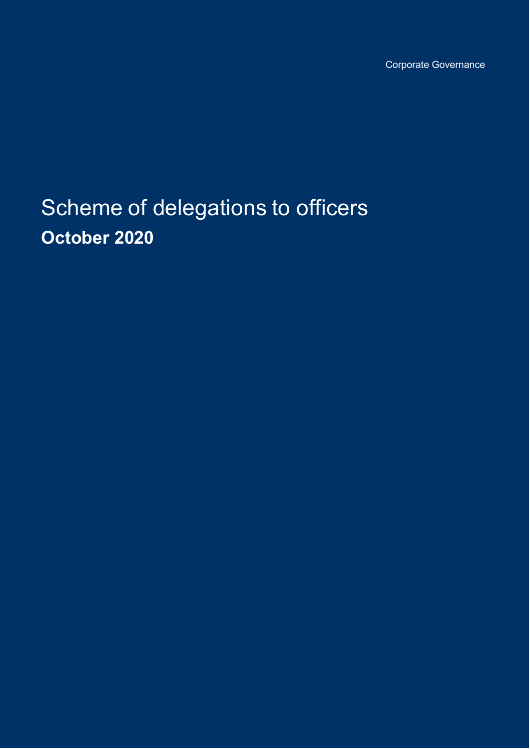Corporate Governance

# Scheme of delegations to officers

**October 2020**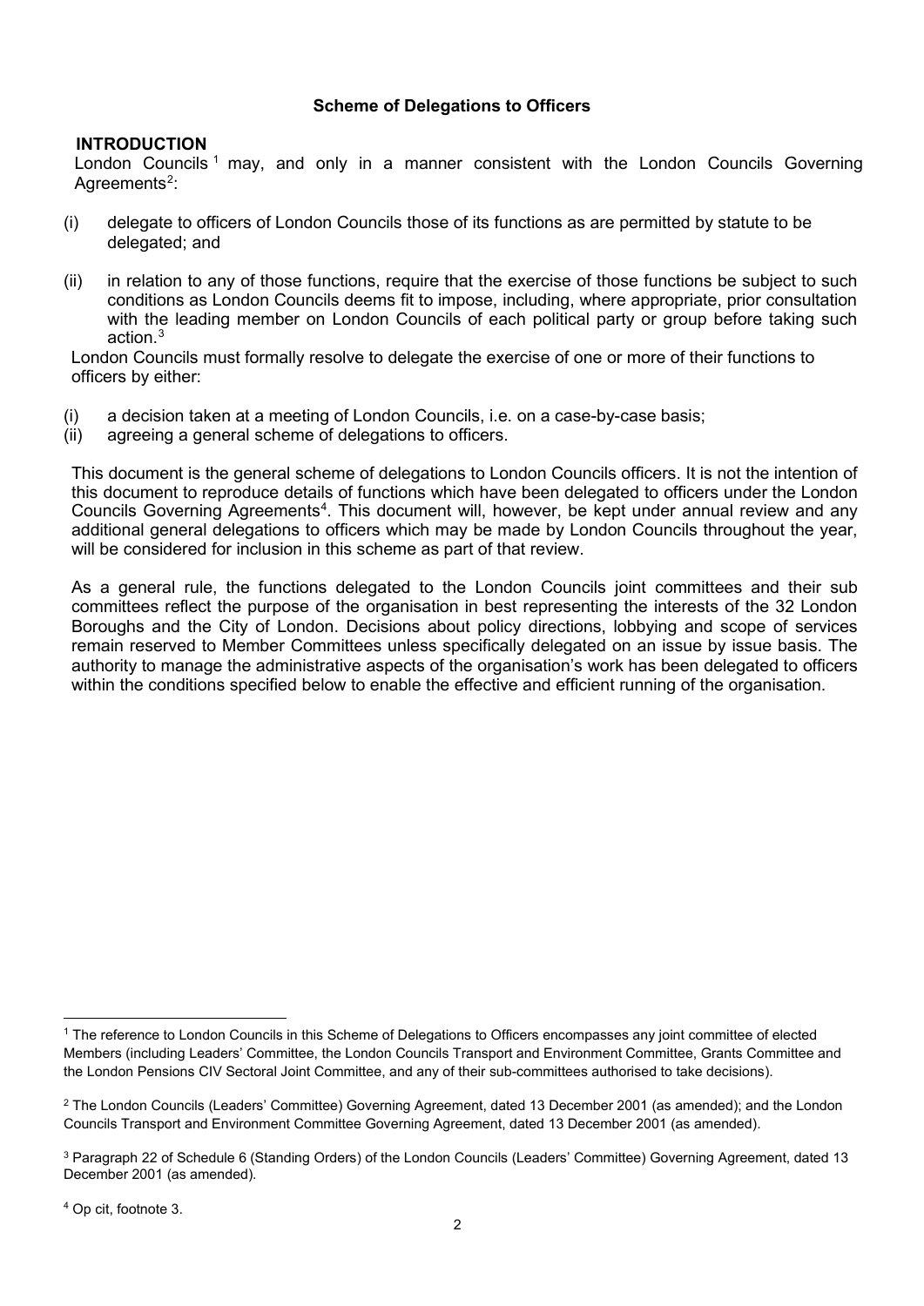# Scheme of Delegations to Officers

## INTRODUCTION

London Councils [1] may, and only in a manner consistent with the London Councils Governing Agreements[2]:

(i) delegate to officers of London Councils those of its functions as are permitted by statute to be delegated; and

(ii) in relation to any of those functions, require that the exercise of those functions be subject to such conditions as London Councils deems fit to impose, including, where appropriate, prior consultation with the leading member on London Councils of each political party or group before taking such action.[3]

London Councils must formally resolve to delegate the exercise of one or more of their functions to officers by either:

(i) a decision taken at a meeting of London Councils, i.e. on a case-by-case basis;
(ii) agreeing a general scheme of delegations to officers.

This document is the general scheme of delegations to London Councils officers. It is not the intention of this document to reproduce details of functions which have been delegated to officers under the London Councils Governing Agreements[4]. This document will, however, be kept under annual review and any additional general delegations to officers which may be made by London Councils throughout the year, will be considered for inclusion in this scheme as part of that review.

As a general rule, the functions delegated to the London Councils joint committees and their sub committees reflect the purpose of the organisation in best representing the interests of the 32 London Boroughs and the City of London. Decisions about policy directions, lobbying and scope of services remain reserved to Member Committees unless specifically delegated on an issue by issue basis. The authority to manage the administrative aspects of the organisation's work has been delegated to officers within the conditions specified below to enable the effective and efficient running of the organisation.

---

[1] The reference to London Councils in this Scheme of Delegations to Officers encompasses any joint committee of elected Members (including Leaders' Committee, the London Councils Transport and Environment Committee, Grants Committee and the London Pensions CIV Sectoral Joint Committee, and any of their sub-committees authorised to take decisions).

[2] The London Councils (Leaders' Committee) Governing Agreement, dated 13 December 2001 (as amended); and the London Councils Transport and Environment Committee Governing Agreement, dated 13 December 2001 (as amended).

[3] Paragraph 22 of Schedule 6 (Standing Orders) of the London Councils (Leaders' Committee) Governing Agreement, dated 13 December 2001 (as amended).

[4] Op cit, footnote 3.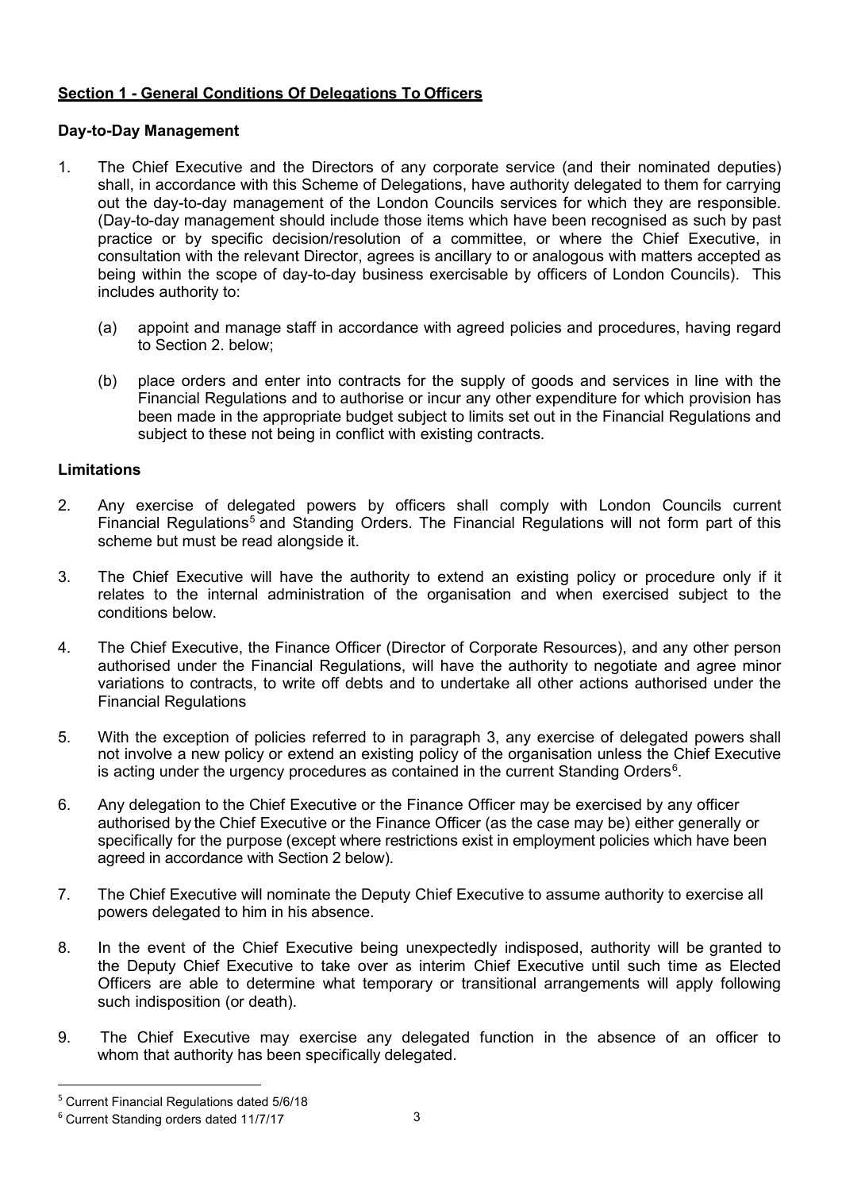## Section 1 - General Conditions Of Delegations To Officers

### Day-to-Day Management

1. The Chief Executive and the Directors of any corporate service (and their nominated deputies) shall, in accordance with this Scheme of Delegations, have authority delegated to them for carrying out the day-to-day management of the London Councils services for which they are responsible. (Day-to-day management should include those items which have been recognised as such by past practice or by specific decision/resolution of a committee, or where the Chief Executive, in consultation with the relevant Director, agrees is ancillary to or analogous with matters accepted as being within the scope of day-to-day business exercisable by officers of London Councils). This includes authority to:

   (a) appoint and manage staff in accordance with agreed policies and procedures, having regard to Section 2. below;

   (b) place orders and enter into contracts for the supply of goods and services in line with the Financial Regulations and to authorise or incur any other expenditure for which provision has been made in the appropriate budget subject to limits set out in the Financial Regulations and subject to these not being in conflict with existing contracts.

### Limitations

2. Any exercise of delegated powers by officers shall comply with London Councils current Financial Regulations[5] and Standing Orders. The Financial Regulations will not form part of this scheme but must be read alongside it.

3. The Chief Executive will have the authority to extend an existing policy or procedure only if it relates to the internal administration of the organisation and when exercised subject to the conditions below.

4. The Chief Executive, the Finance Officer (Director of Corporate Resources), and any other person authorised under the Financial Regulations, will have the authority to negotiate and agree minor variations to contracts, to write off debts and to undertake all other actions authorised under the Financial Regulations

5. With the exception of policies referred to in paragraph 3, any exercise of delegated powers shall not involve a new policy or extend an existing policy of the organisation unless the Chief Executive is acting under the urgency procedures as contained in the current Standing Orders[6].

6. Any delegation to the Chief Executive or the Finance Officer may be exercised by any officer authorised by the Chief Executive or the Finance Officer (as the case may be) either generally or specifically for the purpose (except where restrictions exist in employment policies which have been agreed in accordance with Section 2 below).

7. The Chief Executive will nominate the Deputy Chief Executive to assume authority to exercise all powers delegated to him in his absence.

8. In the event of the Chief Executive being unexpectedly indisposed, authority will be granted to the Deputy Chief Executive to take over as interim Chief Executive until such time as Elected Officers are able to determine what temporary or transitional arrangements will apply following such indisposition (or death).

9. The Chief Executive may exercise any delegated function in the absence of an officer to whom that authority has been specifically delegated.

---

[5] Current Financial Regulations dated 5/6/18

[6] Current Standing orders dated 11/7/17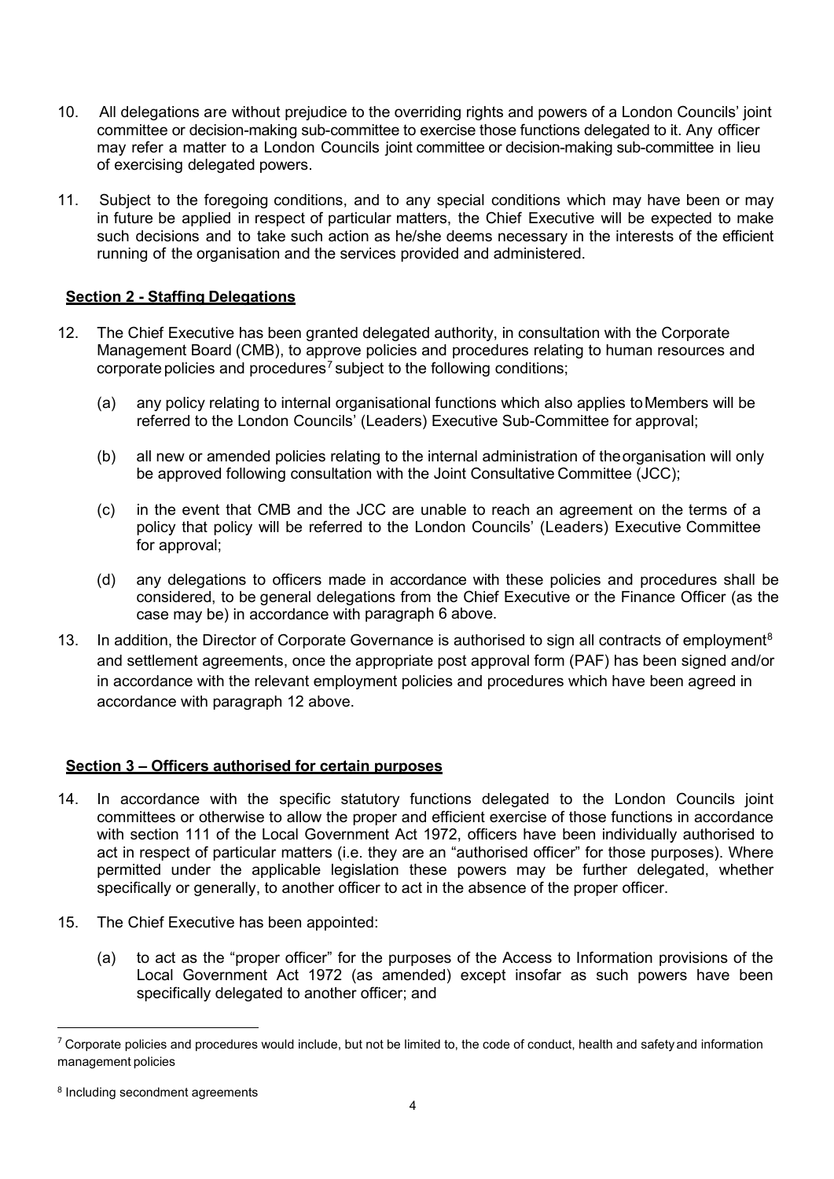10. All delegations are without prejudice to the overriding rights and powers of a London Councils' joint committee or decision-making sub-committee to exercise those functions delegated to it. Any officer may refer a matter to a London Councils joint committee or decision-making sub-committee in lieu of exercising delegated powers.

11. Subject to the foregoing conditions, and to any special conditions which may have been or may in future be applied in respect of particular matters, the Chief Executive will be expected to make such decisions and to take such action as he/she deems necessary in the interests of the efficient running of the organisation and the services provided and administered.

**Section 2 - Staffing Delegations**

12. The Chief Executive has been granted delegated authority, in consultation with the Corporate Management Board (CMB), to approve policies and procedures relating to human resources and corporate policies and procedures[7] subject to the following conditions;

    (a) any policy relating to internal organisational functions which also applies to Members will be referred to the London Councils' (Leaders) Executive Sub-Committee for approval;

    (b) all new or amended policies relating to the internal administration of the organisation will only be approved following consultation with the Joint Consultative Committee (JCC);

    (c) in the event that CMB and the JCC are unable to reach an agreement on the terms of a policy that policy will be referred to the London Councils' (Leaders) Executive Committee for approval;

    (d) any delegations to officers made in accordance with these policies and procedures shall be considered, to be general delegations from the Chief Executive or the Finance Officer (as the case may be) in accordance with paragraph 6 above.

13. In addition, the Director of Corporate Governance is authorised to sign all contracts of employment[8] and settlement agreements, once the appropriate post approval form (PAF) has been signed and/or in accordance with the relevant employment policies and procedures which have been agreed in accordance with paragraph 12 above.

**Section 3 – Officers authorised for certain purposes**

14. In accordance with the specific statutory functions delegated to the London Councils joint committees or otherwise to allow the proper and efficient exercise of those functions in accordance with section 111 of the Local Government Act 1972, officers have been individually authorised to act in respect of particular matters (i.e. they are an "authorised officer" for those purposes). Where permitted under the applicable legislation these powers may be further delegated, whether specifically or generally, to another officer to act in the absence of the proper officer.

15. The Chief Executive has been appointed:

    (a) to act as the "proper officer" for the purposes of the Access to Information provisions of the Local Government Act 1972 (as amended) except insofar as such powers have been specifically delegated to another officer; and

---

[7] Corporate policies and procedures would include, but not be limited to, the code of conduct, health and safety and information management policies

[8] Including secondment agreements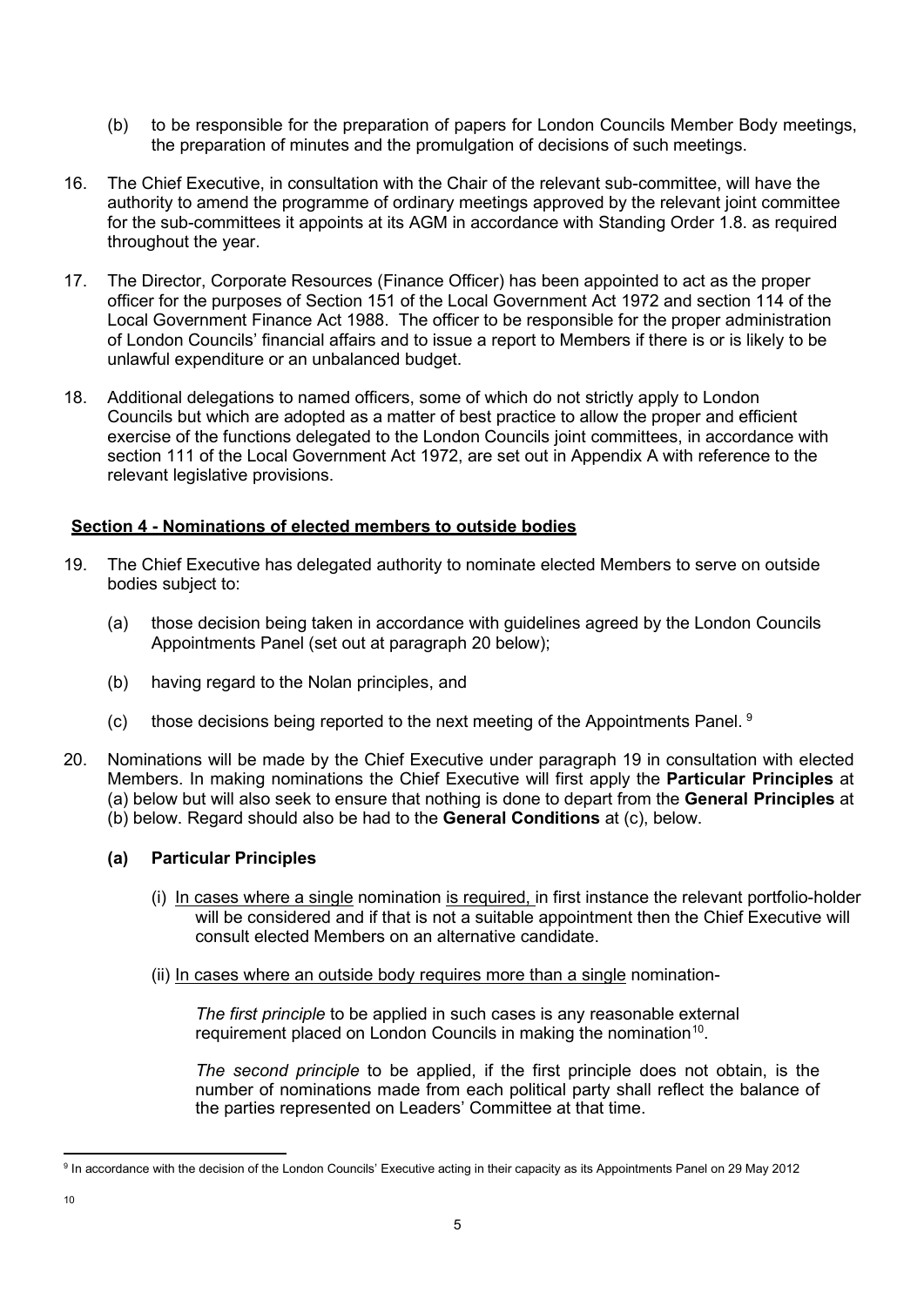(b) to be responsible for the preparation of papers for London Councils Member Body meetings, the preparation of minutes and the promulgation of decisions of such meetings.

16. The Chief Executive, in consultation with the Chair of the relevant sub-committee, will have the authority to amend the programme of ordinary meetings approved by the relevant joint committee for the sub-committees it appoints at its AGM in accordance with Standing Order 1.8. as required throughout the year.

17. The Director, Corporate Resources (Finance Officer) has been appointed to act as the proper officer for the purposes of Section 151 of the Local Government Act 1972 and section 114 of the Local Government Finance Act 1988. The officer to be responsible for the proper administration of London Councils' financial affairs and to issue a report to Members if there is or is likely to be unlawful expenditure or an unbalanced budget.

18. Additional delegations to named officers, some of which do not strictly apply to London Councils but which are adopted as a matter of best practice to allow the proper and efficient exercise of the functions delegated to the London Councils joint committees, in accordance with section 111 of the Local Government Act 1972, are set out in Appendix A with reference to the relevant legislative provisions.

## Section 4 - Nominations of elected members to outside bodies

19. The Chief Executive has delegated authority to nominate elected Members to serve on outside bodies subject to:

    (a) those decision being taken in accordance with guidelines agreed by the London Councils Appointments Panel (set out at paragraph 20 below);

    (b) having regard to the Nolan principles, and

    (c) those decisions being reported to the next meeting of the Appointments Panel. [9]

20. Nominations will be made by the Chief Executive under paragraph 19 in consultation with elected Members. In making nominations the Chief Executive will first apply the **Particular Principles** at (a) below but will also seek to ensure that nothing is done to depart from the **General Principles** at (b) below. Regard should also be had to the **General Conditions** at (c), below.

    **(a) Particular Principles**

    (i) In cases where a single nomination is required, in first instance the relevant portfolio-holder will be considered and if that is not a suitable appointment then the Chief Executive will consult elected Members on an alternative candidate.

    (ii) In cases where an outside body requires more than a single nomination-

    *The first principle* to be applied in such cases is any reasonable external requirement placed on London Councils in making the nomination[10].

    *The second principle* to be applied, if the first principle does not obtain, is the number of nominations made from each political party shall reflect the balance of the parties represented on Leaders' Committee at that time.

---

[9] In accordance with the decision of the London Councils' Executive acting in their capacity as its Appointments Panel on 29 May 2012

[10]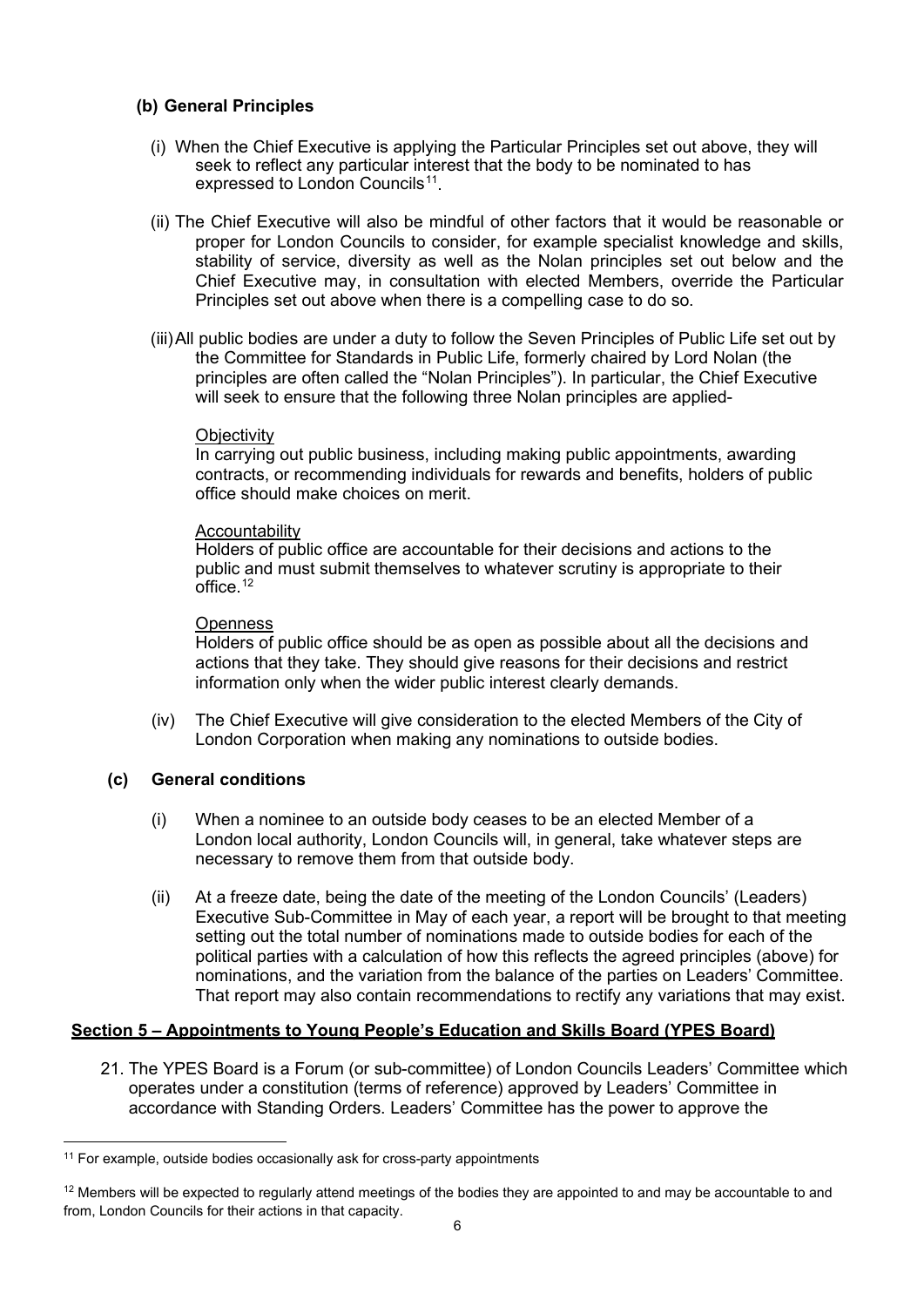### (b) General Principles

(i) When the Chief Executive is applying the Particular Principles set out above, they will seek to reflect any particular interest that the body to be nominated to has expressed to London Councils[11].

(ii) The Chief Executive will also be mindful of other factors that it would be reasonable or proper for London Councils to consider, for example specialist knowledge and skills, stability of service, diversity as well as the Nolan principles set out below and the Chief Executive may, in consultation with elected Members, override the Particular Principles set out above when there is a compelling case to do so.

(iii) All public bodies are under a duty to follow the Seven Principles of Public Life set out by the Committee for Standards in Public Life, formerly chaired by Lord Nolan (the principles are often called the "Nolan Principles"). In particular, the Chief Executive will seek to ensure that the following three Nolan principles are applied-

Objectivity

In carrying out public business, including making public appointments, awarding contracts, or recommending individuals for rewards and benefits, holders of public office should make choices on merit.

Accountability

Holders of public office are accountable for their decisions and actions to the public and must submit themselves to whatever scrutiny is appropriate to their office.[12]

Openness

Holders of public office should be as open as possible about all the decisions and actions that they take. They should give reasons for their decisions and restrict information only when the wider public interest clearly demands.

(iv) The Chief Executive will give consideration to the elected Members of the City of London Corporation when making any nominations to outside bodies.

### (c) General conditions

(i) When a nominee to an outside body ceases to be an elected Member of a London local authority, London Councils will, in general, take whatever steps are necessary to remove them from that outside body.

(ii) At a freeze date, being the date of the meeting of the London Councils' (Leaders) Executive Sub-Committee in May of each year, a report will be brought to that meeting setting out the total number of nominations made to outside bodies for each of the political parties with a calculation of how this reflects the agreed principles (above) for nominations, and the variation from the balance of the parties on Leaders' Committee. That report may also contain recommendations to rectify any variations that may exist.

## Section 5 – Appointments to Young People's Education and Skills Board (YPES Board)

21. The YPES Board is a Forum (or sub-committee) of London Councils Leaders' Committee which operates under a constitution (terms of reference) approved by Leaders' Committee in accordance with Standing Orders. Leaders' Committee has the power to approve the

---

[11] For example, outside bodies occasionally ask for cross-party appointments

[12] Members will be expected to regularly attend meetings of the bodies they are appointed to and may be accountable to and from, London Councils for their actions in that capacity.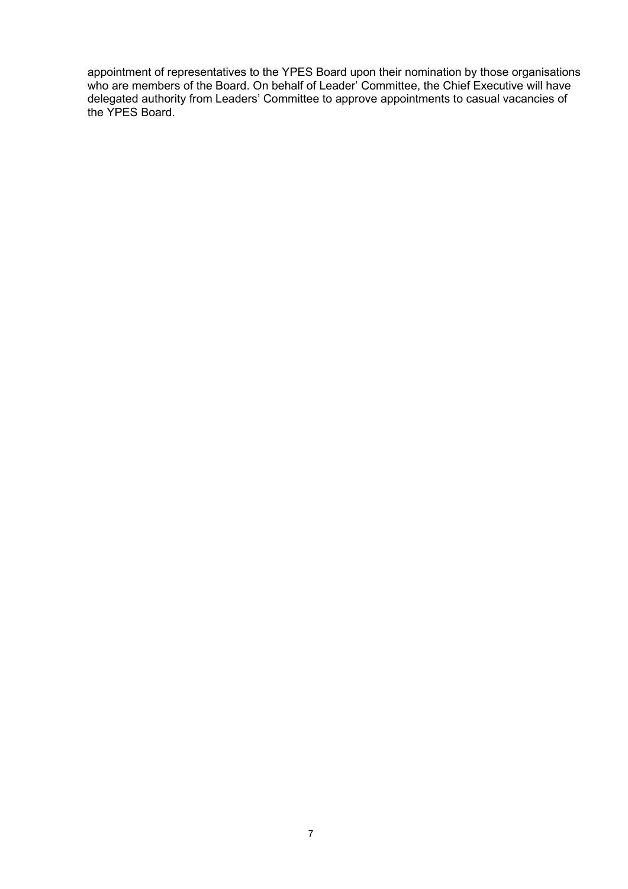appointment of representatives to the YPES Board upon their nomination by those organisations who are members of the Board. On behalf of Leader' Committee, the Chief Executive will have delegated authority from Leaders' Committee to approve appointments to casual vacancies of the YPES Board.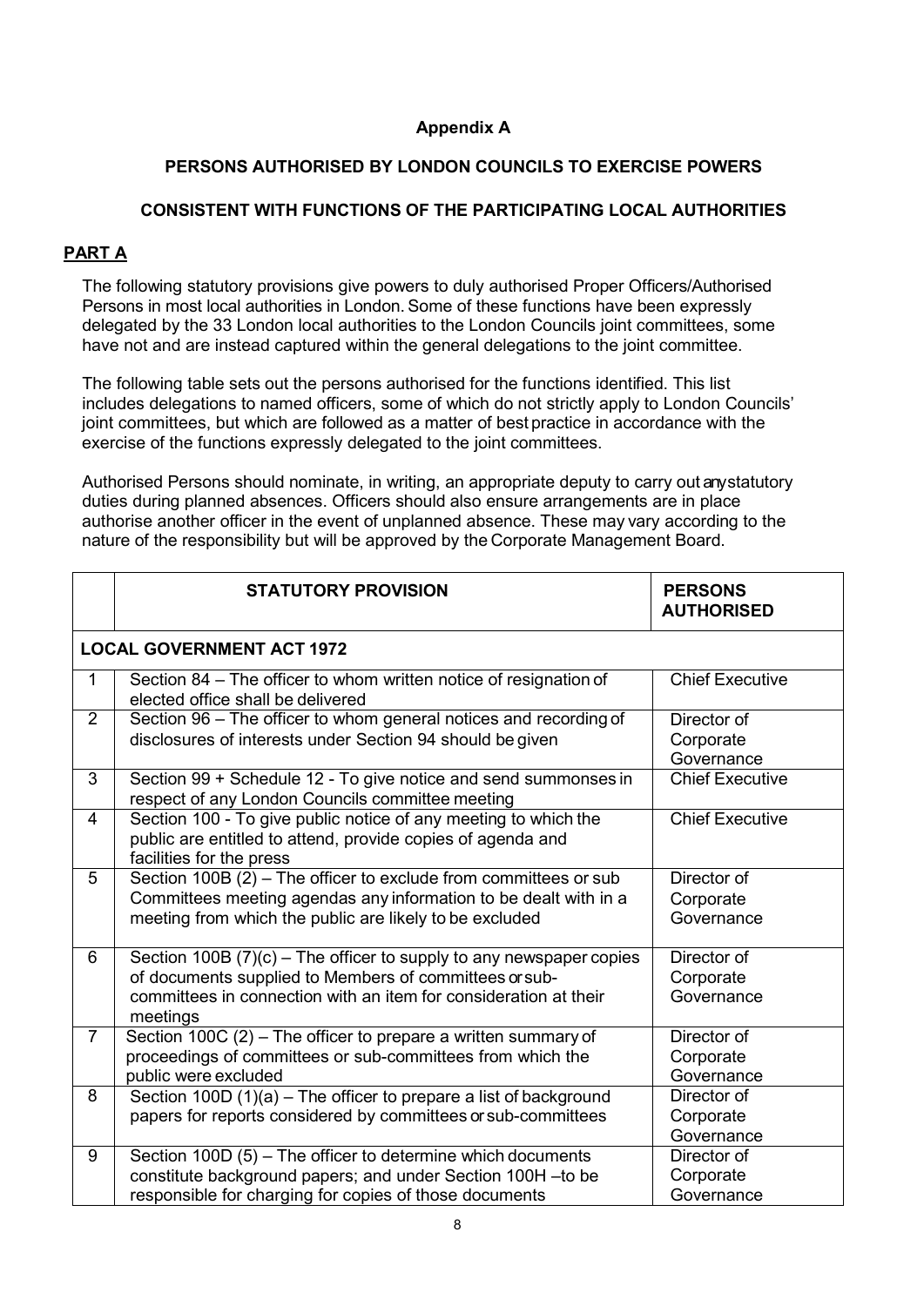**Appendix A**

**PERSONS AUTHORISED BY LONDON COUNCILS TO EXERCISE POWERS**

**CONSISTENT WITH FUNCTIONS OF THE PARTICIPATING LOCAL AUTHORITIES**

## PART A

The following statutory provisions give powers to duly authorised Proper Officers/Authorised Persons in most local authorities in London. Some of these functions have been expressly delegated by the 33 London local authorities to the London Councils joint committees, some have not and are instead captured within the general delegations to the joint committee.

The following table sets out the persons authorised for the functions identified. This list includes delegations to named officers, some of which do not strictly apply to London Councils' joint committees, but which are followed as a matter of best practice in accordance with the exercise of the functions expressly delegated to the joint committees.

Authorised Persons should nominate, in writing, an appropriate deputy to carry out any statutory duties during planned absences. Officers should also ensure arrangements are in place authorise another officer in the event of unplanned absence. These may vary according to the nature of the responsibility but will be approved by the Corporate Management Board.

| | STATUTORY PROVISION | PERSONS AUTHORISED |
|---|---|---|
| **LOCAL GOVERNMENT ACT 1972** | | |
| 1 | Section 84 – The officer to whom written notice of resignation of elected office shall be delivered | Chief Executive |
| 2 | Section 96 – The officer to whom general notices and recording of disclosures of interests under Section 94 should be given | Director of Corporate Governance |
| 3 | Section 99 + Schedule 12 - To give notice and send summonses in respect of any London Councils committee meeting | Chief Executive |
| 4 | Section 100 - To give public notice of any meeting to which the public are entitled to attend, provide copies of agenda and facilities for the press | Chief Executive |
| 5 | Section 100B (2) – The officer to exclude from committees or sub Committees meeting agendas any information to be dealt with in a meeting from which the public are likely to be excluded | Director of Corporate Governance |
| 6 | Section 100B (7)(c) – The officer to supply to any newspaper copies of documents supplied to Members of committees or sub-committees in connection with an item for consideration at their meetings | Director of Corporate Governance |
| 7 | Section 100C (2) – The officer to prepare a written summary of proceedings of committees or sub-committees from which the public were excluded | Director of Corporate Governance |
| 8 | Section 100D (1)(a) – The officer to prepare a list of background papers for reports considered by committees or sub-committees | Director of Corporate Governance |
| 9 | Section 100D (5) – The officer to determine which documents constitute background papers; and under Section 100H –to be responsible for charging for copies of those documents | Director of Corporate Governance |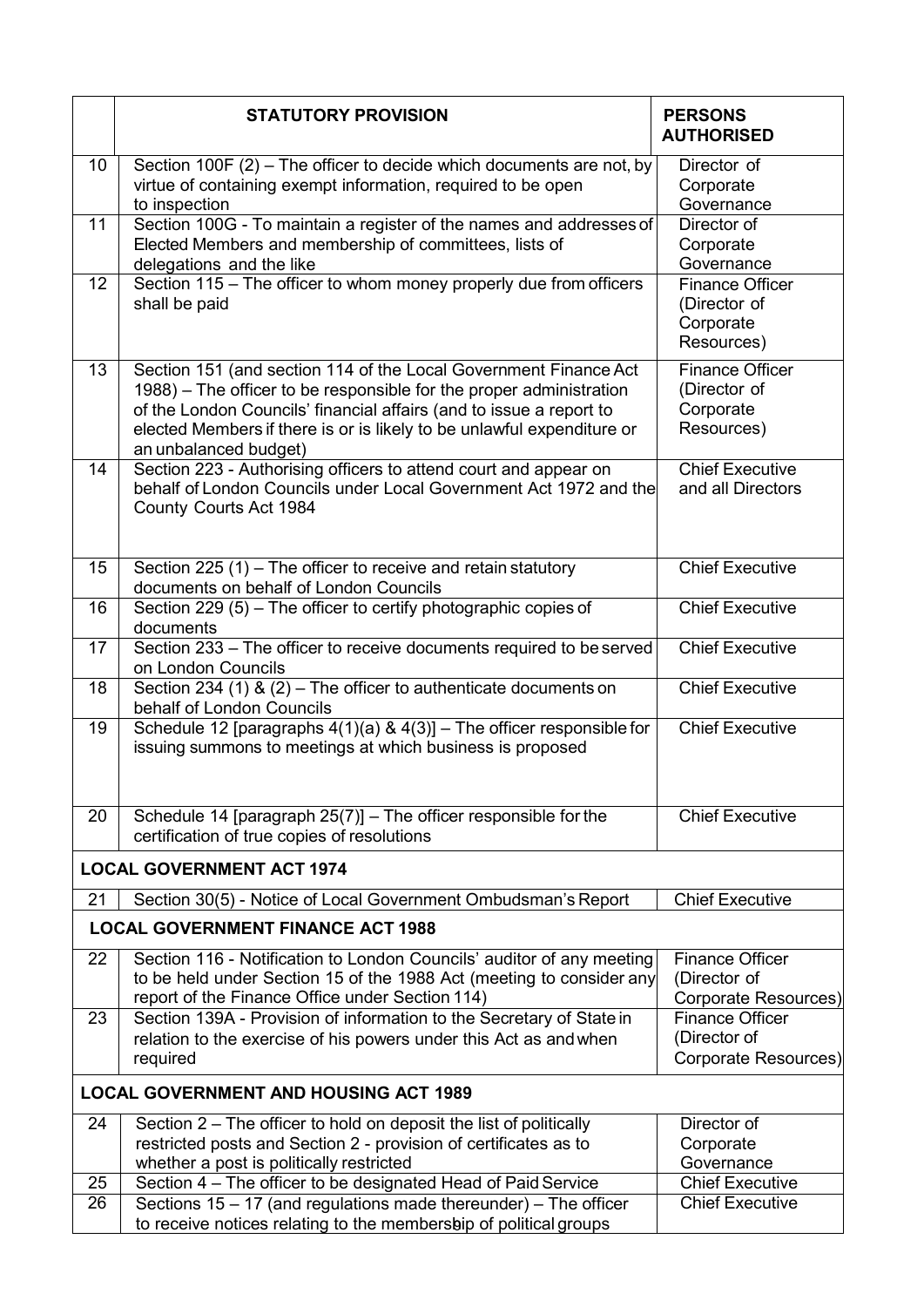|  | STATUTORY PROVISION | PERSONS AUTHORISED |
|---|---|---|
| 10 | Section 100F (2) – The officer to decide which documents are not, by virtue of containing exempt information, required to be open to inspection | Director of Corporate Governance |
| 11 | Section 100G - To maintain a register of the names and addresses of Elected Members and membership of committees, lists of delegations and the like | Director of Corporate Governance |
| 12 | Section 115 – The officer to whom money properly due from officers shall be paid | Finance Officer (Director of Corporate Resources) |
| 13 | Section 151 (and section 114 of the Local Government Finance Act 1988) – The officer to be responsible for the proper administration of the London Councils' financial affairs (and to issue a report to elected Members if there is or is likely to be unlawful expenditure or an unbalanced budget) | Finance Officer (Director of Corporate Resources) |
| 14 | Section 223 - Authorising officers to attend court and appear on behalf of London Councils under Local Government Act 1972 and the County Courts Act 1984 | Chief Executive and all Directors |
| 15 | Section 225 (1) – The officer to receive and retain statutory documents on behalf of London Councils | Chief Executive |
| 16 | Section 229 (5) – The officer to certify photographic copies of documents | Chief Executive |
| 17 | Section 233 – The officer to receive documents required to be served on London Councils | Chief Executive |
| 18 | Section 234 (1) & (2) – The officer to authenticate documents on behalf of London Councils | Chief Executive |
| 19 | Schedule 12 [paragraphs 4(1)(a) & 4(3)] – The officer responsible for issuing summons to meetings at which business is proposed | Chief Executive |
| 20 | Schedule 14 [paragraph 25(7)] – The officer responsible for the certification of true copies of resolutions | Chief Executive |
| **LOCAL GOVERNMENT ACT 1974** | | |
| 21 | Section 30(5) - Notice of Local Government Ombudsman's Report | Chief Executive |
| **LOCAL GOVERNMENT FINANCE ACT 1988** | | |
| 22 | Section 116 - Notification to London Councils' auditor of any meeting to be held under Section 15 of the 1988 Act (meeting to consider any report of the Finance Office under Section 114) | Finance Officer (Director of Corporate Resources) |
| 23 | Section 139A - Provision of information to the Secretary of State in relation to the exercise of his powers under this Act as and when required | Finance Officer (Director of Corporate Resources) |
| **LOCAL GOVERNMENT AND HOUSING ACT 1989** | | |
| 24 | Section 2 – The officer to hold on deposit the list of politically restricted posts and Section 2 - provision of certificates as to whether a post is politically restricted | Director of Corporate Governance |
| 25 | Section 4 – The officer to be designated Head of Paid Service | Chief Executive |
| 26 | Sections 15 – 17 (and regulations made thereunder) – The officer to receive notices relating to the membership of political groups | Chief Executive |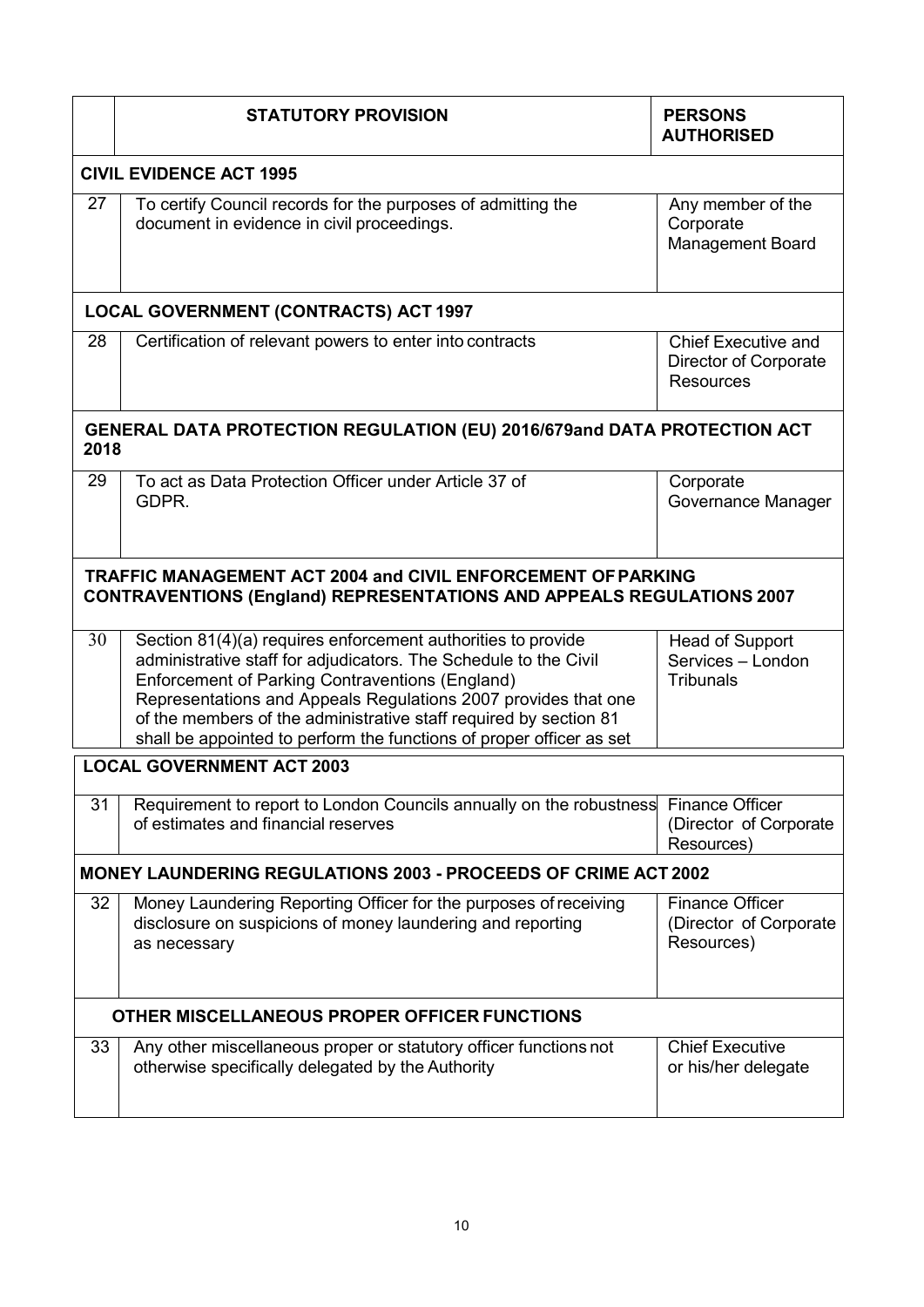| | STATUTORY PROVISION | PERSONS AUTHORISED |
|---|---|---|
| **CIVIL EVIDENCE ACT 1995** | | |
| 27 | To certify Council records for the purposes of admitting the document in evidence in civil proceedings. | Any member of the Corporate Management Board |
| **LOCAL GOVERNMENT (CONTRACTS) ACT 1997** | | |
| 28 | Certification of relevant powers to enter into contracts | Chief Executive and Director of Corporate Resources |
| **GENERAL DATA PROTECTION REGULATION (EU) 2016/679and DATA PROTECTION ACT 2018** | | |
| 29 | To act as Data Protection Officer under Article 37 of GDPR. | Corporate Governance Manager |
| **TRAFFIC MANAGEMENT ACT 2004 and CIVIL ENFORCEMENT OF PARKING CONTRAVENTIONS (England) REPRESENTATIONS AND APPEALS REGULATIONS 2007** | | |
| 30 | Section 81(4)(a) requires enforcement authorities to provide administrative staff for adjudicators. The Schedule to the Civil Enforcement of Parking Contraventions (England) Representations and Appeals Regulations 2007 provides that one of the members of the administrative staff required by section 81 shall be appointed to perform the functions of proper officer as set | Head of Support Services – London Tribunals |
| **LOCAL GOVERNMENT ACT 2003** | | |
| 31 | Requirement to report to London Councils annually on the robustness of estimates and financial reserves | Finance Officer (Director of Corporate Resources) |
| **MONEY LAUNDERING REGULATIONS 2003 - PROCEEDS OF CRIME ACT 2002** | | |
| 32 | Money Laundering Reporting Officer for the purposes of receiving disclosure on suspicions of money laundering and reporting as necessary | Finance Officer (Director of Corporate Resources) |
| **OTHER MISCELLANEOUS PROPER OFFICER FUNCTIONS** | | |
| 33 | Any other miscellaneous proper or statutory officer functions not otherwise specifically delegated by the Authority | Chief Executive or his/her delegate |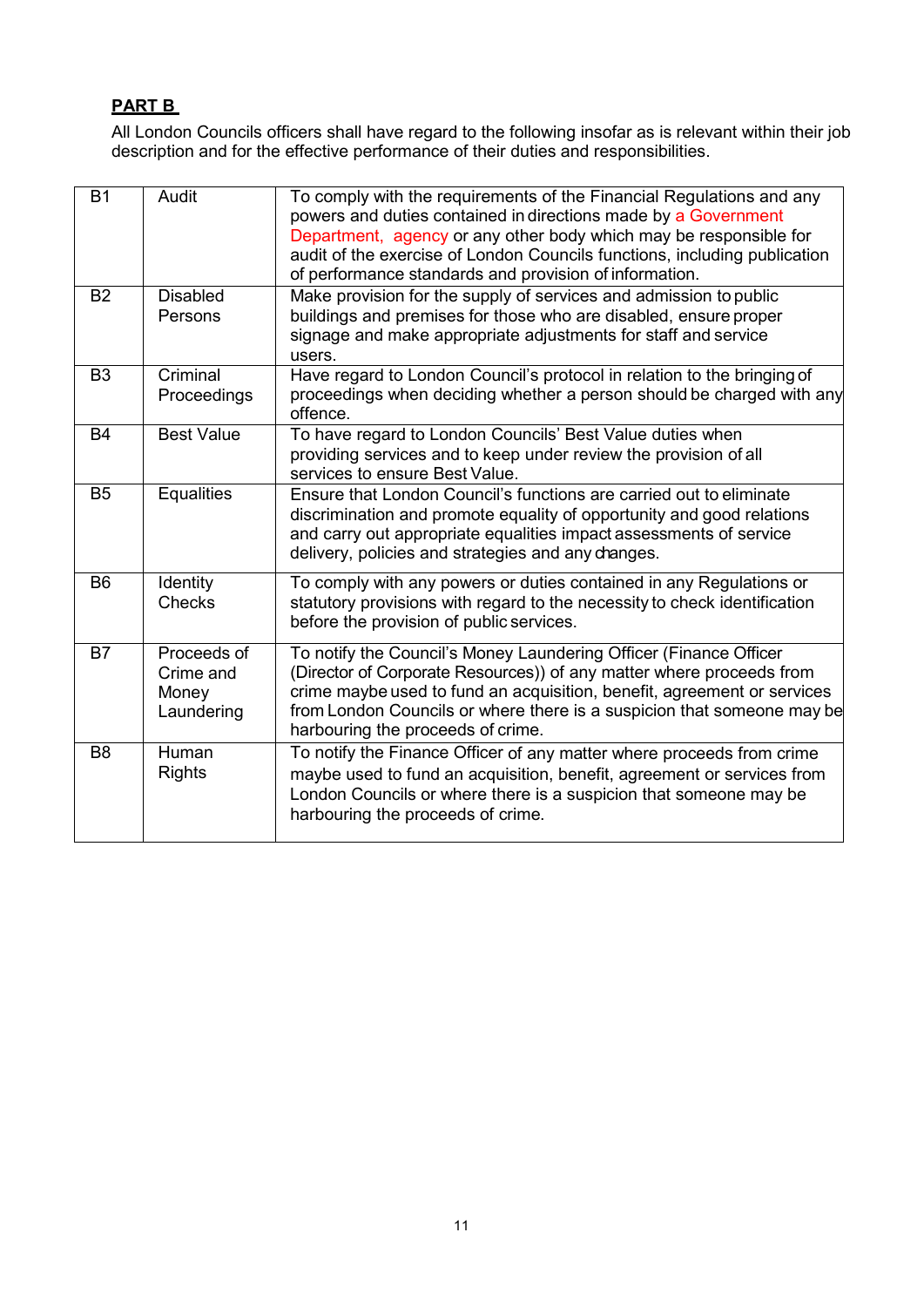**PART B**

All London Councils officers shall have regard to the following insofar as is relevant within their job description and for the effective performance of their duties and responsibilities.

| | | |
|---|---|---|
| B1 | Audit | To comply with the requirements of the Financial Regulations and any powers and duties contained in directions made by a Government Department, agency or any other body which may be responsible for audit of the exercise of London Councils functions, including publication of performance standards and provision of information. |
| B2 | Disabled Persons | Make provision for the supply of services and admission to public buildings and premises for those who are disabled, ensure proper signage and make appropriate adjustments for staff and service users. |
| B3 | Criminal Proceedings | Have regard to London Council's protocol in relation to the bringing of proceedings when deciding whether a person should be charged with any offence. |
| B4 | Best Value | To have regard to London Councils' Best Value duties when providing services and to keep under review the provision of all services to ensure Best Value. |
| B5 | Equalities | Ensure that London Council's functions are carried out to eliminate discrimination and promote equality of opportunity and good relations and carry out appropriate equalities impact assessments of service delivery, policies and strategies and any changes. |
| B6 | Identity Checks | To comply with any powers or duties contained in any Regulations or statutory provisions with regard to the necessity to check identification before the provision of public services. |
| B7 | Proceeds of Crime and Money Laundering | To notify the Council's Money Laundering Officer (Finance Officer (Director of Corporate Resources)) of any matter where proceeds from crime maybe used to fund an acquisition, benefit, agreement or services from London Councils or where there is a suspicion that someone may be harbouring the proceeds of crime. |
| B8 | Human Rights | To notify the Finance Officer of any matter where proceeds from crime maybe used to fund an acquisition, benefit, agreement or services from London Councils or where there is a suspicion that someone may be harbouring the proceeds of crime. |